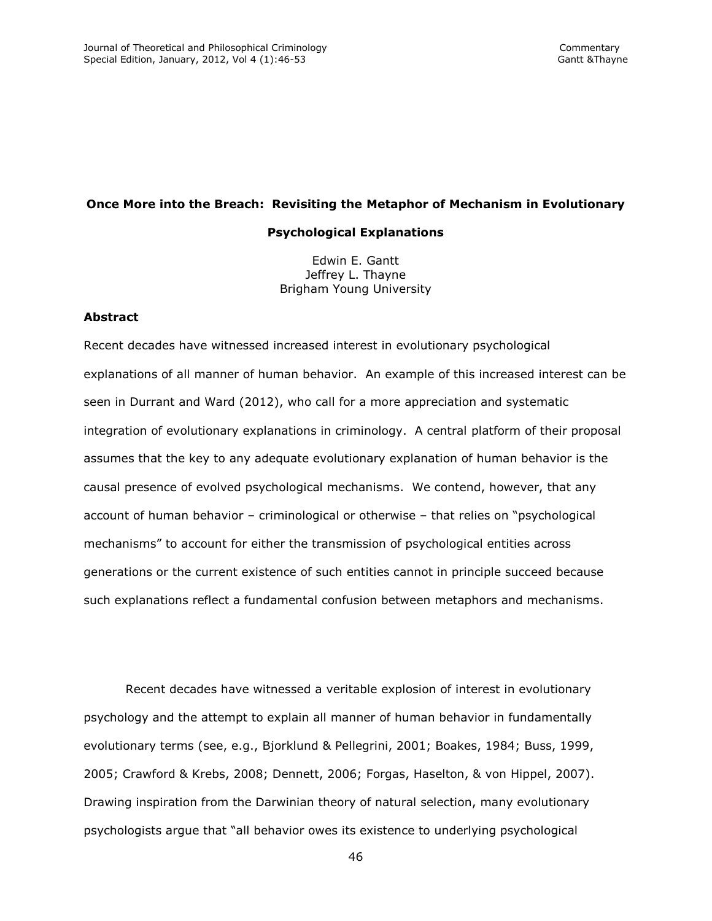# Once More into the Breach: Revisiting the Metaphor of Mechanism in Evolutionary Psychological Explanations

Edwin E. Gantt
Jeffrey L. Thayne
Brigham Young University

## Abstract

Recent decades have witnessed increased interest in evolutionary psychological explanations of all manner of human behavior. An example of this increased interest can be seen in Durrant and Ward (2012), who call for a more appreciation and systematic integration of evolutionary explanations in criminology. A central platform of their proposal assumes that the key to any adequate evolutionary explanation of human behavior is the causal presence of evolved psychological mechanisms. We contend, however, that any account of human behavior – criminological or otherwise – that relies on "psychological mechanisms" to account for either the transmission of psychological entities across generations or the current existence of such entities cannot in principle succeed because such explanations reflect a fundamental confusion between metaphors and mechanisms.

Recent decades have witnessed a veritable explosion of interest in evolutionary psychology and the attempt to explain all manner of human behavior in fundamentally evolutionary terms (see, e.g., Bjorklund & Pellegrini, 2001; Boakes, 1984; Buss, 1999, 2005; Crawford & Krebs, 2008; Dennett, 2006; Forgas, Haselton, & von Hippel, 2007). Drawing inspiration from the Darwinian theory of natural selection, many evolutionary psychologists argue that "all behavior owes its existence to underlying psychological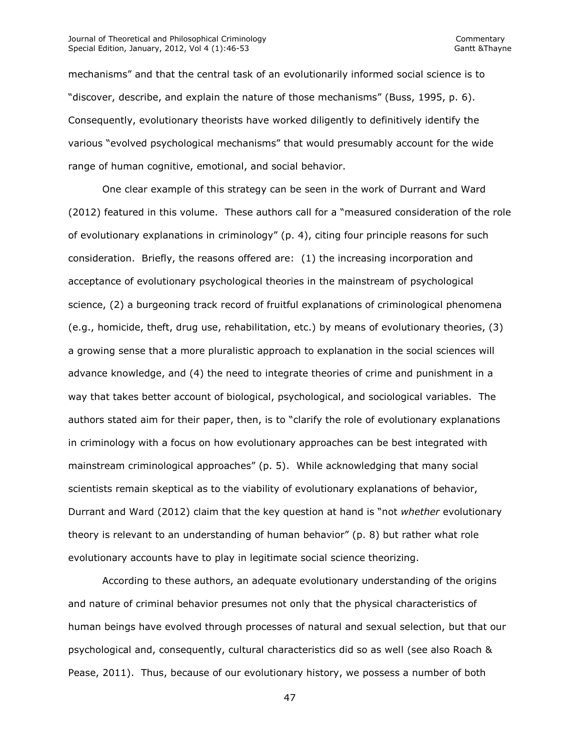mechanisms" and that the central task of an evolutionarily informed social science is to "discover, describe, and explain the nature of those mechanisms" (Buss, 1995, p. 6). Consequently, evolutionary theorists have worked diligently to definitively identify the various "evolved psychological mechanisms" that would presumably account for the wide range of human cognitive, emotional, and social behavior.

One clear example of this strategy can be seen in the work of Durrant and Ward (2012) featured in this volume. These authors call for a "measured consideration of the role of evolutionary explanations in criminology" (p. 4), citing four principle reasons for such consideration. Briefly, the reasons offered are: (1) the increasing incorporation and acceptance of evolutionary psychological theories in the mainstream of psychological science, (2) a burgeoning track record of fruitful explanations of criminological phenomena (e.g., homicide, theft, drug use, rehabilitation, etc.) by means of evolutionary theories, (3) a growing sense that a more pluralistic approach to explanation in the social sciences will advance knowledge, and (4) the need to integrate theories of crime and punishment in a way that takes better account of biological, psychological, and sociological variables. The authors stated aim for their paper, then, is to "clarify the role of evolutionary explanations in criminology with a focus on how evolutionary approaches can be best integrated with mainstream criminological approaches" (p. 5). While acknowledging that many social scientists remain skeptical as to the viability of evolutionary explanations of behavior, Durrant and Ward (2012) claim that the key question at hand is "not *whether* evolutionary theory is relevant to an understanding of human behavior" (p. 8) but rather what role evolutionary accounts have to play in legitimate social science theorizing.

According to these authors, an adequate evolutionary understanding of the origins and nature of criminal behavior presumes not only that the physical characteristics of human beings have evolved through processes of natural and sexual selection, but that our psychological and, consequently, cultural characteristics did so as well (see also Roach & Pease, 2011). Thus, because of our evolutionary history, we possess a number of both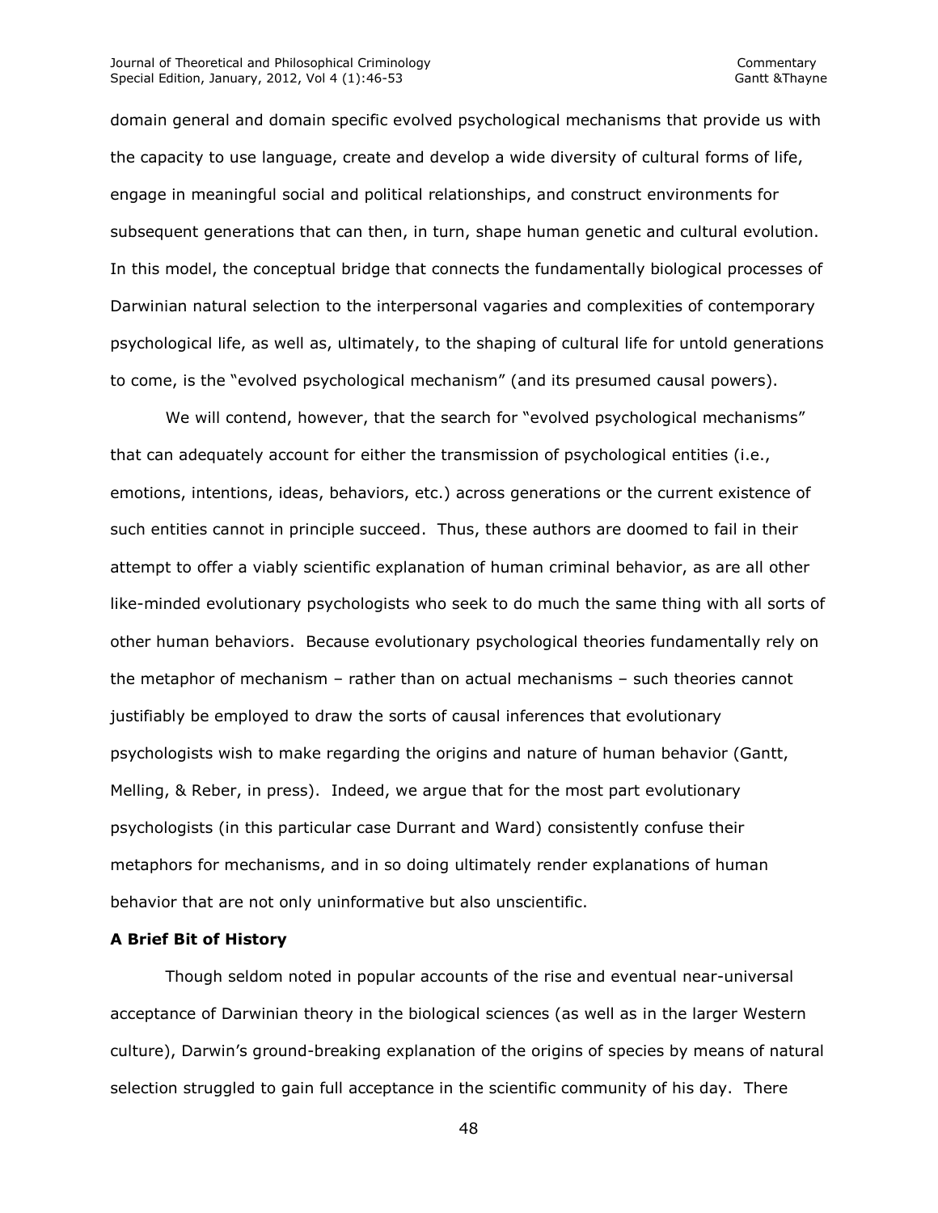domain general and domain specific evolved psychological mechanisms that provide us with the capacity to use language, create and develop a wide diversity of cultural forms of life, engage in meaningful social and political relationships, and construct environments for subsequent generations that can then, in turn, shape human genetic and cultural evolution. In this model, the conceptual bridge that connects the fundamentally biological processes of Darwinian natural selection to the interpersonal vagaries and complexities of contemporary psychological life, as well as, ultimately, to the shaping of cultural life for untold generations to come, is the "evolved psychological mechanism" (and its presumed causal powers).

We will contend, however, that the search for "evolved psychological mechanisms" that can adequately account for either the transmission of psychological entities (i.e., emotions, intentions, ideas, behaviors, etc.) across generations or the current existence of such entities cannot in principle succeed. Thus, these authors are doomed to fail in their attempt to offer a viably scientific explanation of human criminal behavior, as are all other like-minded evolutionary psychologists who seek to do much the same thing with all sorts of other human behaviors. Because evolutionary psychological theories fundamentally rely on the metaphor of mechanism – rather than on actual mechanisms – such theories cannot justifiably be employed to draw the sorts of causal inferences that evolutionary psychologists wish to make regarding the origins and nature of human behavior (Gantt, Melling, & Reber, in press). Indeed, we argue that for the most part evolutionary psychologists (in this particular case Durrant and Ward) consistently confuse their metaphors for mechanisms, and in so doing ultimately render explanations of human behavior that are not only uninformative but also unscientific.

**A Brief Bit of History**

Though seldom noted in popular accounts of the rise and eventual near-universal acceptance of Darwinian theory in the biological sciences (as well as in the larger Western culture), Darwin's ground-breaking explanation of the origins of species by means of natural selection struggled to gain full acceptance in the scientific community of his day. There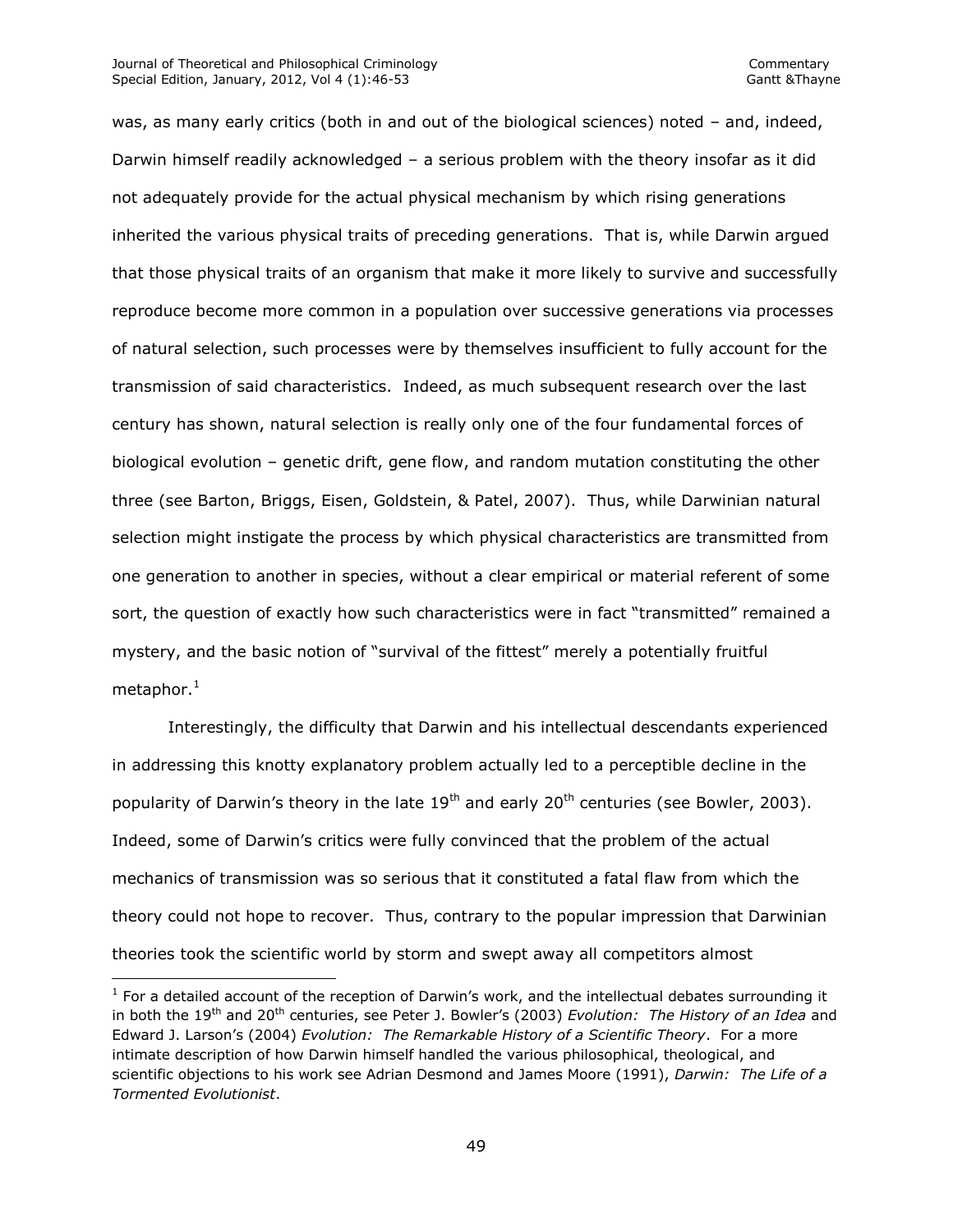was, as many early critics (both in and out of the biological sciences) noted – and, indeed, Darwin himself readily acknowledged – a serious problem with the theory insofar as it did not adequately provide for the actual physical mechanism by which rising generations inherited the various physical traits of preceding generations. That is, while Darwin argued that those physical traits of an organism that make it more likely to survive and successfully reproduce become more common in a population over successive generations via processes of natural selection, such processes were by themselves insufficient to fully account for the transmission of said characteristics. Indeed, as much subsequent research over the last century has shown, natural selection is really only one of the four fundamental forces of biological evolution – genetic drift, gene flow, and random mutation constituting the other three (see Barton, Briggs, Eisen, Goldstein, & Patel, 2007). Thus, while Darwinian natural selection might instigate the process by which physical characteristics are transmitted from one generation to another in species, without a clear empirical or material referent of some sort, the question of exactly how such characteristics were in fact "transmitted" remained a mystery, and the basic notion of "survival of the fittest" merely a potentially fruitful metaphor.[1]

Interestingly, the difficulty that Darwin and his intellectual descendants experienced in addressing this knotty explanatory problem actually led to a perceptible decline in the popularity of Darwin's theory in the late 19th and early 20th centuries (see Bowler, 2003). Indeed, some of Darwin's critics were fully convinced that the problem of the actual mechanics of transmission was so serious that it constituted a fatal flaw from which the theory could not hope to recover. Thus, contrary to the popular impression that Darwinian theories took the scientific world by storm and swept away all competitors almost

[1] For a detailed account of the reception of Darwin's work, and the intellectual debates surrounding it in both the 19th and 20th centuries, see Peter J. Bowler's (2003) *Evolution: The History of an Idea* and Edward J. Larson's (2004) *Evolution: The Remarkable History of a Scientific Theory*. For a more intimate description of how Darwin himself handled the various philosophical, theological, and scientific objections to his work see Adrian Desmond and James Moore (1991), *Darwin: The Life of a Tormented Evolutionist*.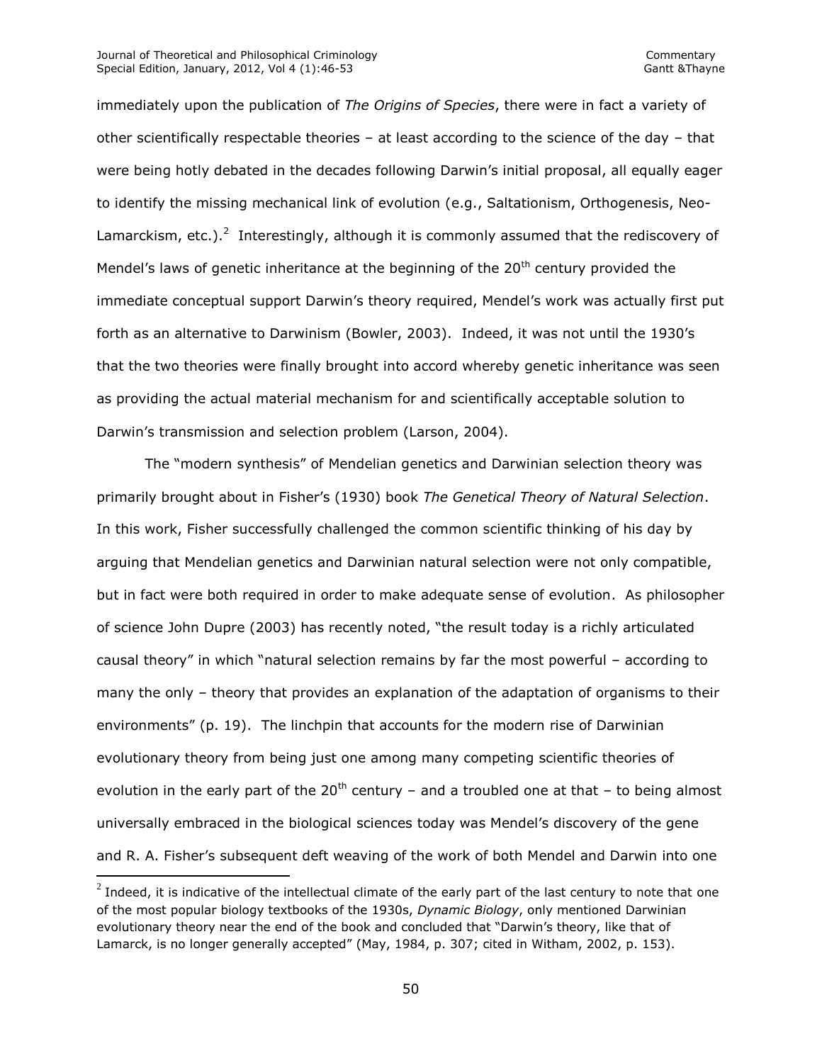immediately upon the publication of *The Origins of Species*, there were in fact a variety of other scientifically respectable theories – at least according to the science of the day – that were being hotly debated in the decades following Darwin's initial proposal, all equally eager to identify the missing mechanical link of evolution (e.g., Saltationism, Orthogenesis, Neo-Lamarckism, etc.).[2] Interestingly, although it is commonly assumed that the rediscovery of Mendel's laws of genetic inheritance at the beginning of the 20th century provided the immediate conceptual support Darwin's theory required, Mendel's work was actually first put forth as an alternative to Darwinism (Bowler, 2003). Indeed, it was not until the 1930's that the two theories were finally brought into accord whereby genetic inheritance was seen as providing the actual material mechanism for and scientifically acceptable solution to Darwin's transmission and selection problem (Larson, 2004).

The "modern synthesis" of Mendelian genetics and Darwinian selection theory was primarily brought about in Fisher's (1930) book *The Genetical Theory of Natural Selection*. In this work, Fisher successfully challenged the common scientific thinking of his day by arguing that Mendelian genetics and Darwinian natural selection were not only compatible, but in fact were both required in order to make adequate sense of evolution. As philosopher of science John Dupre (2003) has recently noted, "the result today is a richly articulated causal theory" in which "natural selection remains by far the most powerful – according to many the only – theory that provides an explanation of the adaptation of organisms to their environments" (p. 19). The linchpin that accounts for the modern rise of Darwinian evolutionary theory from being just one among many competing scientific theories of evolution in the early part of the 20th century – and a troubled one at that – to being almost universally embraced in the biological sciences today was Mendel's discovery of the gene and R. A. Fisher's subsequent deft weaving of the work of both Mendel and Darwin into one

[2] Indeed, it is indicative of the intellectual climate of the early part of the last century to note that one of the most popular biology textbooks of the 1930s, *Dynamic Biology*, only mentioned Darwinian evolutionary theory near the end of the book and concluded that "Darwin's theory, like that of Lamarck, is no longer generally accepted" (May, 1984, p. 307; cited in Witham, 2002, p. 153).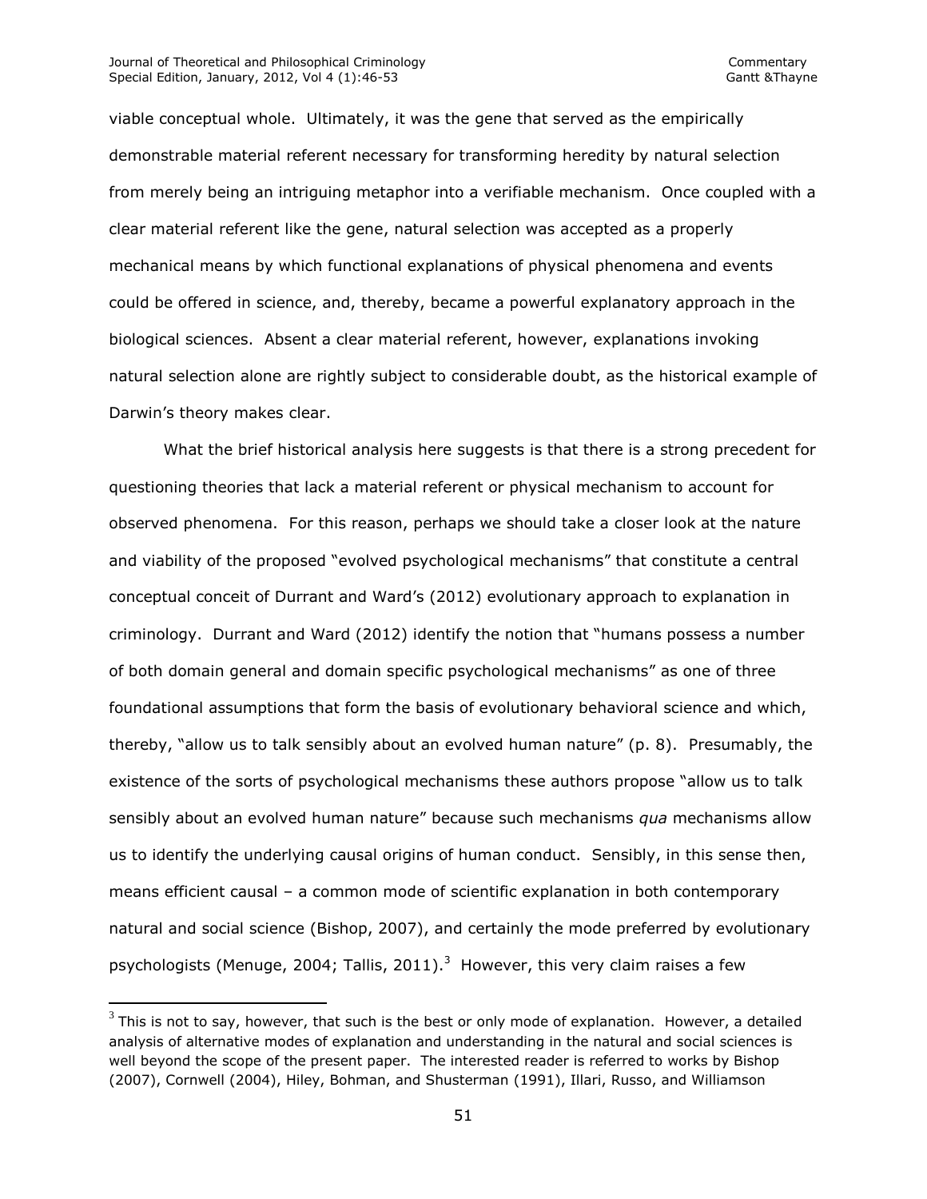viable conceptual whole. Ultimately, it was the gene that served as the empirically demonstrable material referent necessary for transforming heredity by natural selection from merely being an intriguing metaphor into a verifiable mechanism. Once coupled with a clear material referent like the gene, natural selection was accepted as a properly mechanical means by which functional explanations of physical phenomena and events could be offered in science, and, thereby, became a powerful explanatory approach in the biological sciences. Absent a clear material referent, however, explanations invoking natural selection alone are rightly subject to considerable doubt, as the historical example of Darwin's theory makes clear.

What the brief historical analysis here suggests is that there is a strong precedent for questioning theories that lack a material referent or physical mechanism to account for observed phenomena. For this reason, perhaps we should take a closer look at the nature and viability of the proposed "evolved psychological mechanisms" that constitute a central conceptual conceit of Durrant and Ward's (2012) evolutionary approach to explanation in criminology. Durrant and Ward (2012) identify the notion that "humans possess a number of both domain general and domain specific psychological mechanisms" as one of three foundational assumptions that form the basis of evolutionary behavioral science and which, thereby, "allow us to talk sensibly about an evolved human nature" (p. 8). Presumably, the existence of the sorts of psychological mechanisms these authors propose "allow us to talk sensibly about an evolved human nature" because such mechanisms *qua* mechanisms allow us to identify the underlying causal origins of human conduct. Sensibly, in this sense then, means efficient causal – a common mode of scientific explanation in both contemporary natural and social science (Bishop, 2007), and certainly the mode preferred by evolutionary psychologists (Menuge, 2004; Tallis, 2011).[3] However, this very claim raises a few

[3] This is not to say, however, that such is the best or only mode of explanation. However, a detailed analysis of alternative modes of explanation and understanding in the natural and social sciences is well beyond the scope of the present paper. The interested reader is referred to works by Bishop (2007), Cornwell (2004), Hiley, Bohman, and Shusterman (1991), Illari, Russo, and Williamson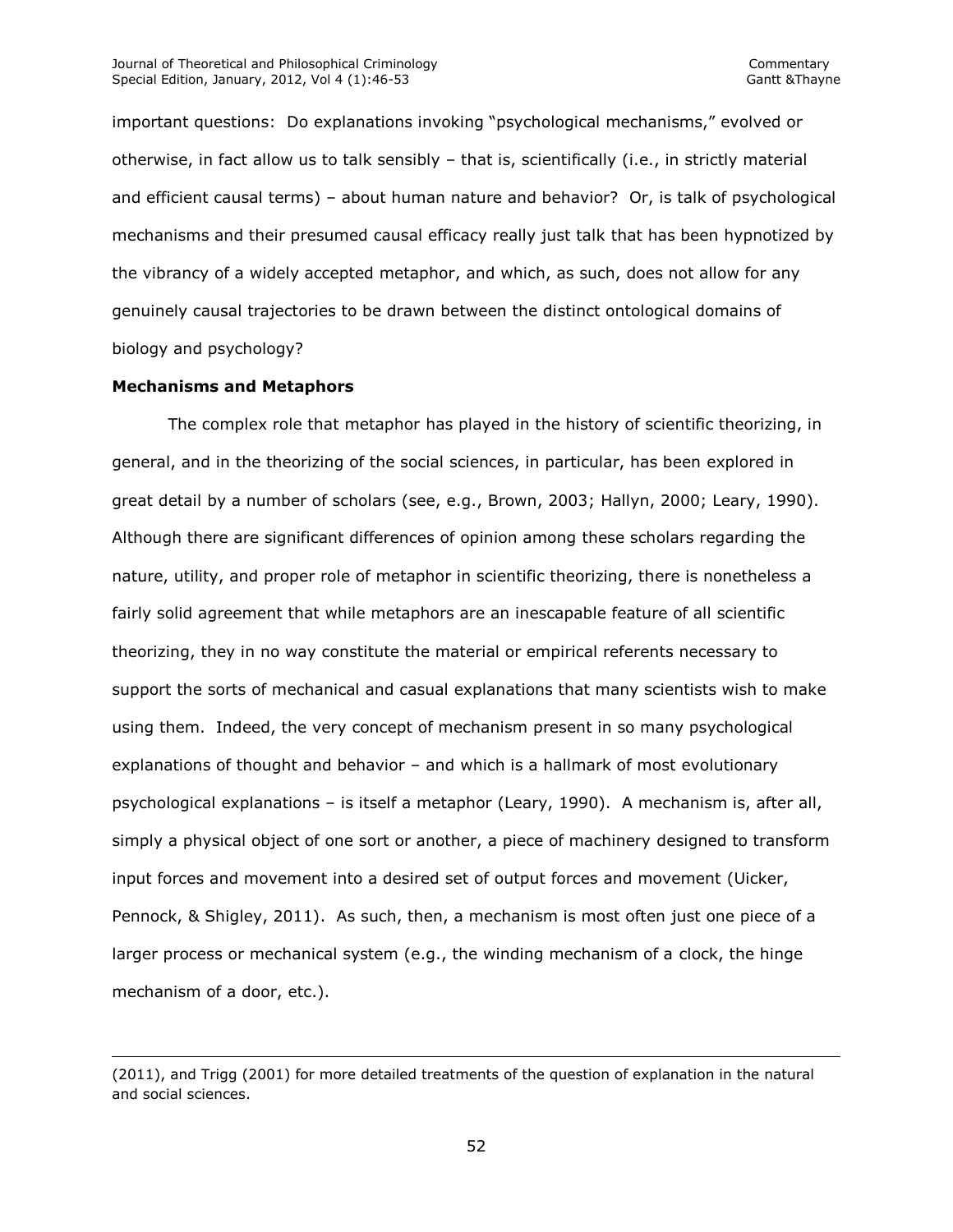important questions: Do explanations invoking "psychological mechanisms," evolved or otherwise, in fact allow us to talk sensibly – that is, scientifically (i.e., in strictly material and efficient causal terms) – about human nature and behavior? Or, is talk of psychological mechanisms and their presumed causal efficacy really just talk that has been hypnotized by the vibrancy of a widely accepted metaphor, and which, as such, does not allow for any genuinely causal trajectories to be drawn between the distinct ontological domains of biology and psychology?

### Mechanisms and Metaphors

The complex role that metaphor has played in the history of scientific theorizing, in general, and in the theorizing of the social sciences, in particular, has been explored in great detail by a number of scholars (see, e.g., Brown, 2003; Hallyn, 2000; Leary, 1990). Although there are significant differences of opinion among these scholars regarding the nature, utility, and proper role of metaphor in scientific theorizing, there is nonetheless a fairly solid agreement that while metaphors are an inescapable feature of all scientific theorizing, they in no way constitute the material or empirical referents necessary to support the sorts of mechanical and casual explanations that many scientists wish to make using them. Indeed, the very concept of mechanism present in so many psychological explanations of thought and behavior – and which is a hallmark of most evolutionary psychological explanations – is itself a metaphor (Leary, 1990). A mechanism is, after all, simply a physical object of one sort or another, a piece of machinery designed to transform input forces and movement into a desired set of output forces and movement (Uicker, Pennock, & Shigley, 2011). As such, then, a mechanism is most often just one piece of a larger process or mechanical system (e.g., the winding mechanism of a clock, the hinge mechanism of a door, etc.).

---

(2011), and Trigg (2001) for more detailed treatments of the question of explanation in the natural and social sciences.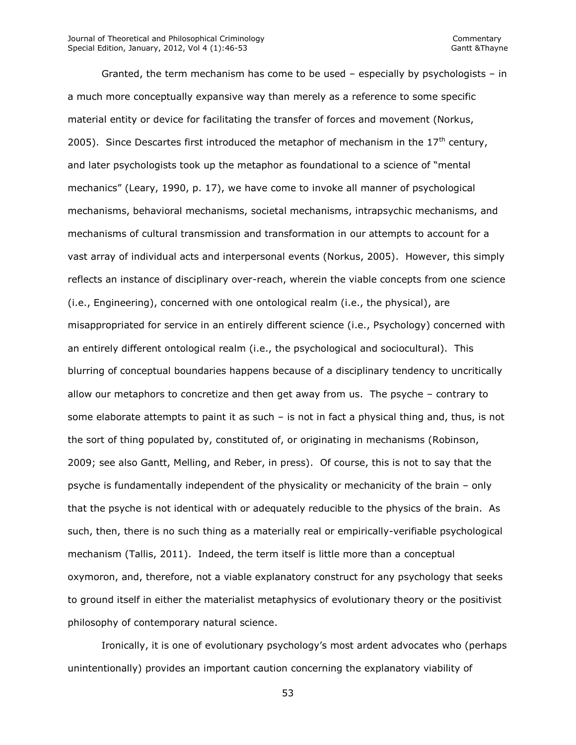Granted, the term mechanism has come to be used – especially by psychologists – in a much more conceptually expansive way than merely as a reference to some specific material entity or device for facilitating the transfer of forces and movement (Norkus, 2005). Since Descartes first introduced the metaphor of mechanism in the 17th century, and later psychologists took up the metaphor as foundational to a science of "mental mechanics" (Leary, 1990, p. 17), we have come to invoke all manner of psychological mechanisms, behavioral mechanisms, societal mechanisms, intrapsychic mechanisms, and mechanisms of cultural transmission and transformation in our attempts to account for a vast array of individual acts and interpersonal events (Norkus, 2005). However, this simply reflects an instance of disciplinary over-reach, wherein the viable concepts from one science (i.e., Engineering), concerned with one ontological realm (i.e., the physical), are misappropriated for service in an entirely different science (i.e., Psychology) concerned with an entirely different ontological realm (i.e., the psychological and sociocultural). This blurring of conceptual boundaries happens because of a disciplinary tendency to uncritically allow our metaphors to concretize and then get away from us. The psyche – contrary to some elaborate attempts to paint it as such – is not in fact a physical thing and, thus, is not the sort of thing populated by, constituted of, or originating in mechanisms (Robinson, 2009; see also Gantt, Melling, and Reber, in press). Of course, this is not to say that the psyche is fundamentally independent of the physicality or mechanicity of the brain – only that the psyche is not identical with or adequately reducible to the physics of the brain. As such, then, there is no such thing as a materially real or empirically-verifiable psychological mechanism (Tallis, 2011). Indeed, the term itself is little more than a conceptual oxymoron, and, therefore, not a viable explanatory construct for any psychology that seeks to ground itself in either the materialist metaphysics of evolutionary theory or the positivist philosophy of contemporary natural science.

Ironically, it is one of evolutionary psychology's most ardent advocates who (perhaps unintentionally) provides an important caution concerning the explanatory viability of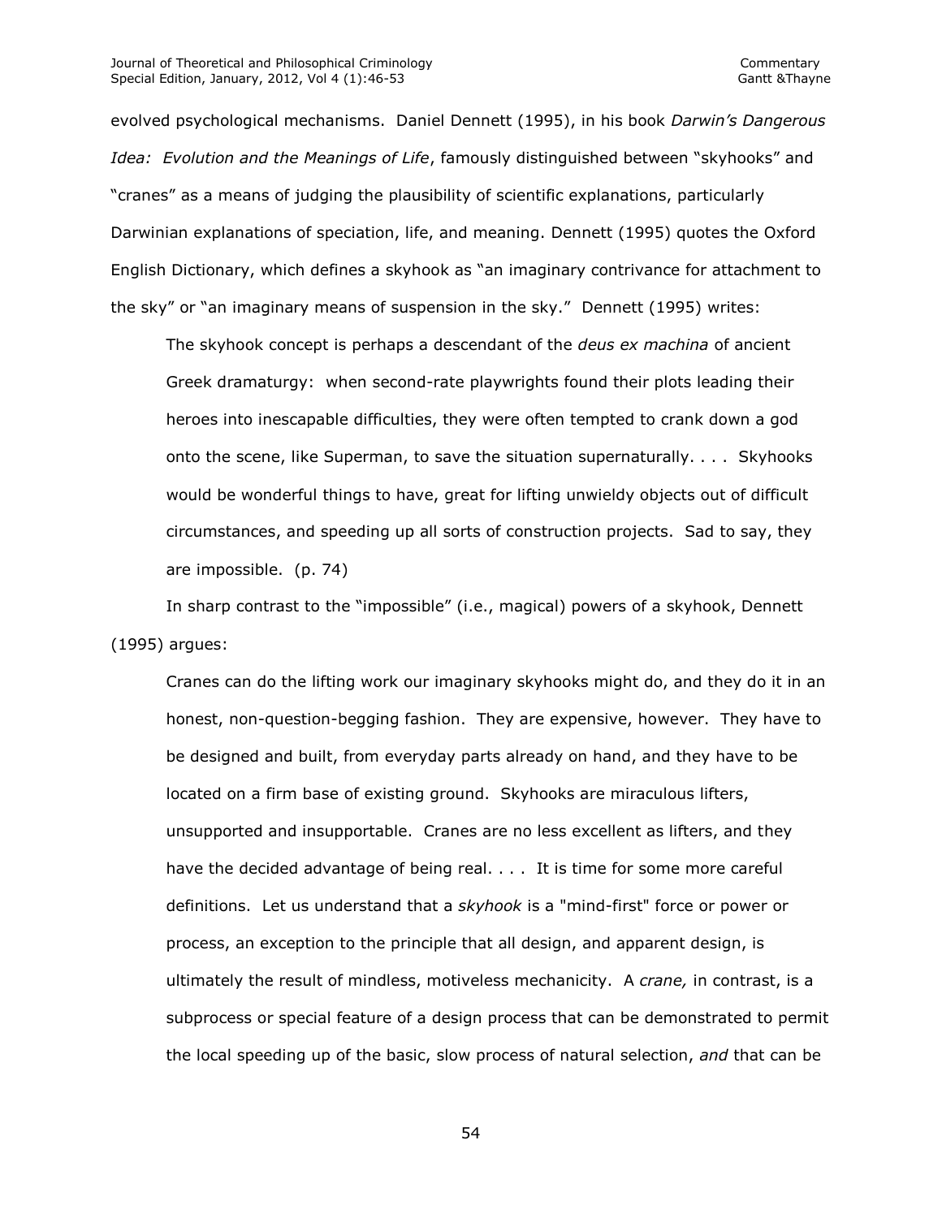evolved psychological mechanisms. Daniel Dennett (1995), in his book *Darwin's Dangerous Idea: Evolution and the Meanings of Life*, famously distinguished between "skyhooks" and "cranes" as a means of judging the plausibility of scientific explanations, particularly Darwinian explanations of speciation, life, and meaning. Dennett (1995) quotes the Oxford English Dictionary, which defines a skyhook as "an imaginary contrivance for attachment to the sky" or "an imaginary means of suspension in the sky." Dennett (1995) writes:

> The skyhook concept is perhaps a descendant of the *deus ex machina* of ancient Greek dramaturgy: when second-rate playwrights found their plots leading their heroes into inescapable difficulties, they were often tempted to crank down a god onto the scene, like Superman, to save the situation supernaturally. . . . Skyhooks would be wonderful things to have, great for lifting unwieldy objects out of difficult circumstances, and speeding up all sorts of construction projects. Sad to say, they are impossible. (p. 74)

In sharp contrast to the "impossible" (i.e., magical) powers of a skyhook, Dennett (1995) argues:

> Cranes can do the lifting work our imaginary skyhooks might do, and they do it in an honest, non-question-begging fashion. They are expensive, however. They have to be designed and built, from everyday parts already on hand, and they have to be located on a firm base of existing ground. Skyhooks are miraculous lifters, unsupported and insupportable. Cranes are no less excellent as lifters, and they have the decided advantage of being real. . . . It is time for some more careful definitions. Let us understand that a *skyhook* is a "mind-first" force or power or process, an exception to the principle that all design, and apparent design, is ultimately the result of mindless, motiveless mechanicity. A *crane,* in contrast, is a subprocess or special feature of a design process that can be demonstrated to permit the local speeding up of the basic, slow process of natural selection, *and* that can be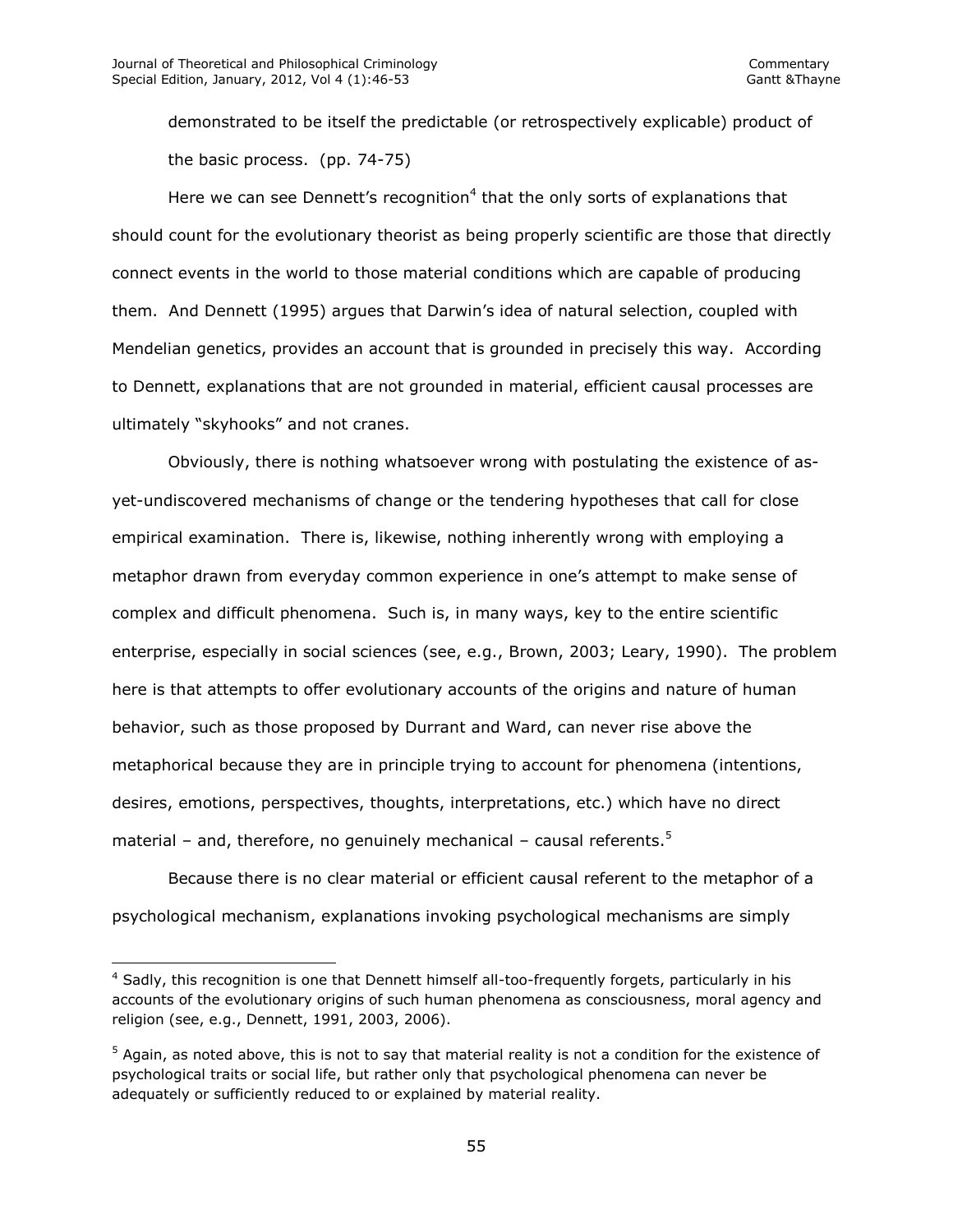demonstrated to be itself the predictable (or retrospectively explicable) product of the basic process. (pp. 74-75)

Here we can see Dennett's recognition[4] that the only sorts of explanations that should count for the evolutionary theorist as being properly scientific are those that directly connect events in the world to those material conditions which are capable of producing them. And Dennett (1995) argues that Darwin's idea of natural selection, coupled with Mendelian genetics, provides an account that is grounded in precisely this way. According to Dennett, explanations that are not grounded in material, efficient causal processes are ultimately "skyhooks" and not cranes.

Obviously, there is nothing whatsoever wrong with postulating the existence of as-yet-undiscovered mechanisms of change or the tendering hypotheses that call for close empirical examination. There is, likewise, nothing inherently wrong with employing a metaphor drawn from everyday common experience in one's attempt to make sense of complex and difficult phenomena. Such is, in many ways, key to the entire scientific enterprise, especially in social sciences (see, e.g., Brown, 2003; Leary, 1990). The problem here is that attempts to offer evolutionary accounts of the origins and nature of human behavior, such as those proposed by Durrant and Ward, can never rise above the metaphorical because they are in principle trying to account for phenomena (intentions, desires, emotions, perspectives, thoughts, interpretations, etc.) which have no direct material – and, therefore, no genuinely mechanical – causal referents.[5]

Because there is no clear material or efficient causal referent to the metaphor of a psychological mechanism, explanations invoking psychological mechanisms are simply

---

[4] Sadly, this recognition is one that Dennett himself all-too-frequently forgets, particularly in his accounts of the evolutionary origins of such human phenomena as consciousness, moral agency and religion (see, e.g., Dennett, 1991, 2003, 2006).

[5] Again, as noted above, this is not to say that material reality is not a condition for the existence of psychological traits or social life, but rather only that psychological phenomena can never be adequately or sufficiently reduced to or explained by material reality.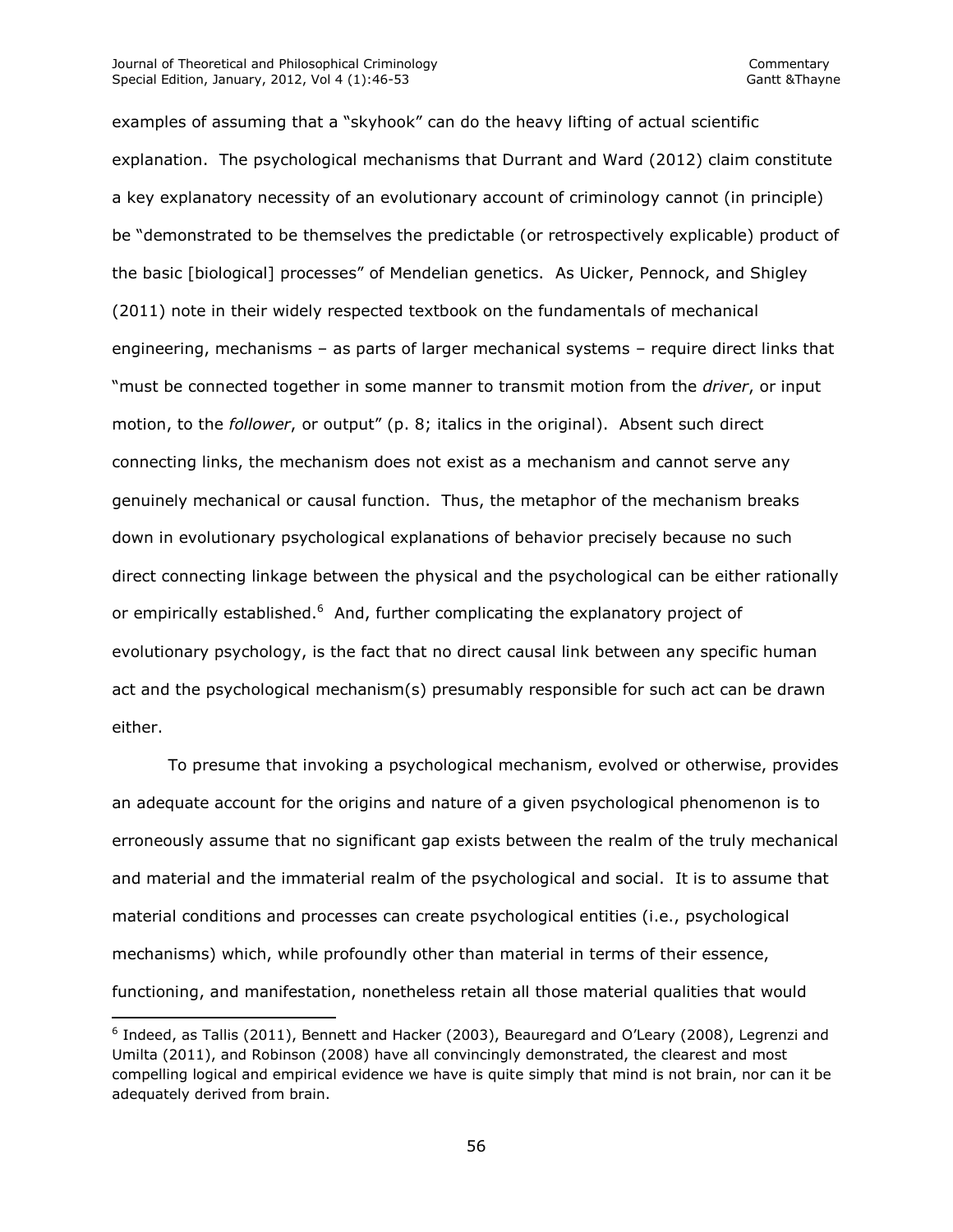examples of assuming that a "skyhook" can do the heavy lifting of actual scientific explanation. The psychological mechanisms that Durrant and Ward (2012) claim constitute a key explanatory necessity of an evolutionary account of criminology cannot (in principle) be "demonstrated to be themselves the predictable (or retrospectively explicable) product of the basic [biological] processes" of Mendelian genetics. As Uicker, Pennock, and Shigley (2011) note in their widely respected textbook on the fundamentals of mechanical engineering, mechanisms – as parts of larger mechanical systems – require direct links that "must be connected together in some manner to transmit motion from the *driver*, or input motion, to the *follower*, or output" (p. 8; italics in the original). Absent such direct connecting links, the mechanism does not exist as a mechanism and cannot serve any genuinely mechanical or causal function. Thus, the metaphor of the mechanism breaks down in evolutionary psychological explanations of behavior precisely because no such direct connecting linkage between the physical and the psychological can be either rationally or empirically established.[6] And, further complicating the explanatory project of evolutionary psychology, is the fact that no direct causal link between any specific human act and the psychological mechanism(s) presumably responsible for such act can be drawn either.

To presume that invoking a psychological mechanism, evolved or otherwise, provides an adequate account for the origins and nature of a given psychological phenomenon is to erroneously assume that no significant gap exists between the realm of the truly mechanical and material and the immaterial realm of the psychological and social. It is to assume that material conditions and processes can create psychological entities (i.e., psychological mechanisms) which, while profoundly other than material in terms of their essence, functioning, and manifestation, nonetheless retain all those material qualities that would

[6] Indeed, as Tallis (2011), Bennett and Hacker (2003), Beauregard and O'Leary (2008), Legrenzi and Umilta (2011), and Robinson (2008) have all convincingly demonstrated, the clearest and most compelling logical and empirical evidence we have is quite simply that mind is not brain, nor can it be adequately derived from brain.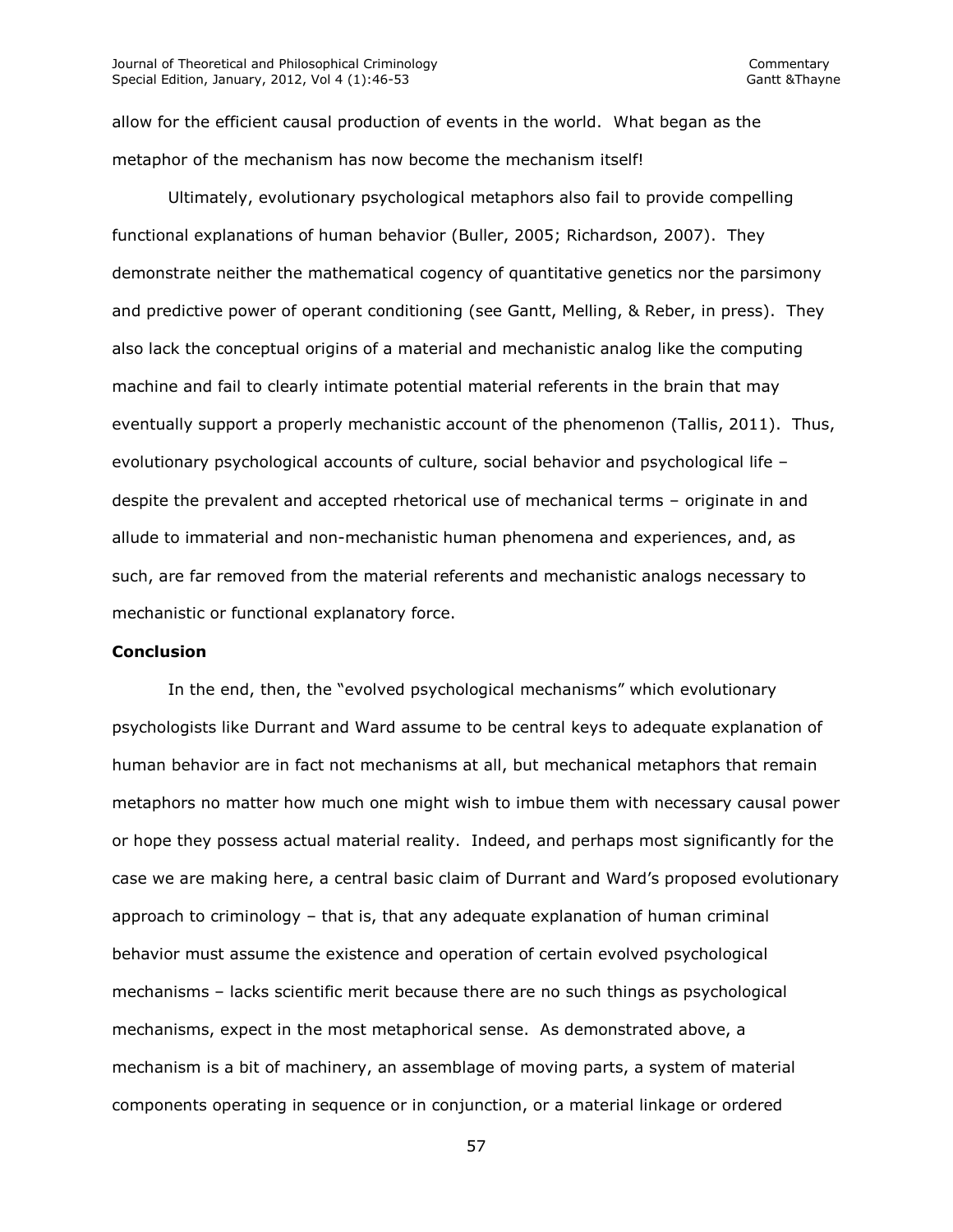allow for the efficient causal production of events in the world. What began as the metaphor of the mechanism has now become the mechanism itself!

Ultimately, evolutionary psychological metaphors also fail to provide compelling functional explanations of human behavior (Buller, 2005; Richardson, 2007). They demonstrate neither the mathematical cogency of quantitative genetics nor the parsimony and predictive power of operant conditioning (see Gantt, Melling, & Reber, in press). They also lack the conceptual origins of a material and mechanistic analog like the computing machine and fail to clearly intimate potential material referents in the brain that may eventually support a properly mechanistic account of the phenomenon (Tallis, 2011). Thus, evolutionary psychological accounts of culture, social behavior and psychological life – despite the prevalent and accepted rhetorical use of mechanical terms – originate in and allude to immaterial and non-mechanistic human phenomena and experiences, and, as such, are far removed from the material referents and mechanistic analogs necessary to mechanistic or functional explanatory force.

**Conclusion**

In the end, then, the "evolved psychological mechanisms" which evolutionary psychologists like Durrant and Ward assume to be central keys to adequate explanation of human behavior are in fact not mechanisms at all, but mechanical metaphors that remain metaphors no matter how much one might wish to imbue them with necessary causal power or hope they possess actual material reality. Indeed, and perhaps most significantly for the case we are making here, a central basic claim of Durrant and Ward's proposed evolutionary approach to criminology – that is, that any adequate explanation of human criminal behavior must assume the existence and operation of certain evolved psychological mechanisms – lacks scientific merit because there are no such things as psychological mechanisms, expect in the most metaphorical sense. As demonstrated above, a mechanism is a bit of machinery, an assemblage of moving parts, a system of material components operating in sequence or in conjunction, or a material linkage or ordered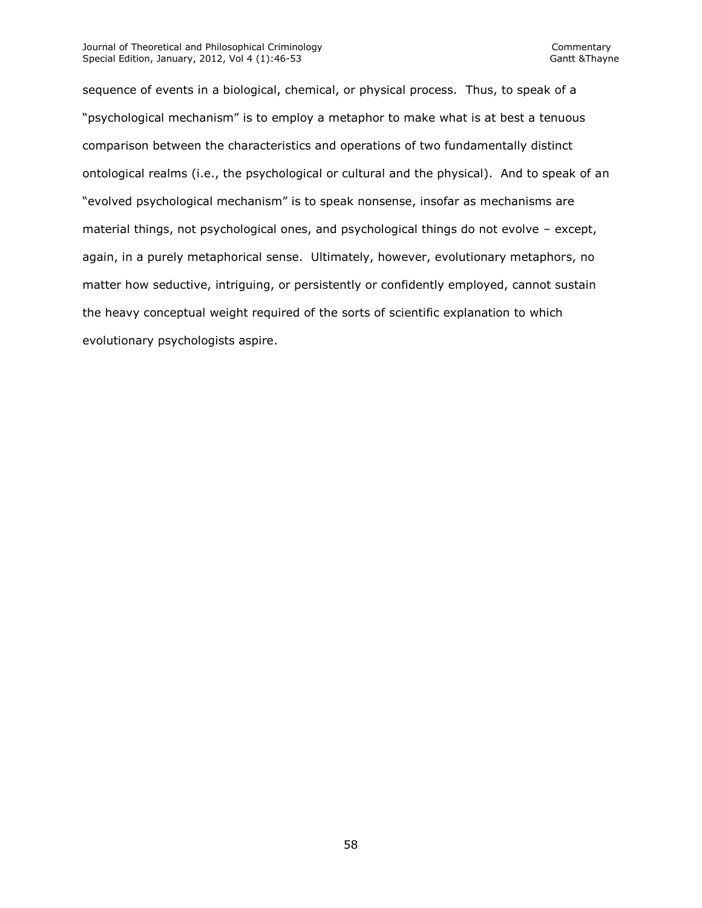sequence of events in a biological, chemical, or physical process. Thus, to speak of a "psychological mechanism" is to employ a metaphor to make what is at best a tenuous comparison between the characteristics and operations of two fundamentally distinct ontological realms (i.e., the psychological or cultural and the physical). And to speak of an "evolved psychological mechanism" is to speak nonsense, insofar as mechanisms are material things, not psychological ones, and psychological things do not evolve – except, again, in a purely metaphorical sense. Ultimately, however, evolutionary metaphors, no matter how seductive, intriguing, or persistently or confidently employed, cannot sustain the heavy conceptual weight required of the sorts of scientific explanation to which evolutionary psychologists aspire.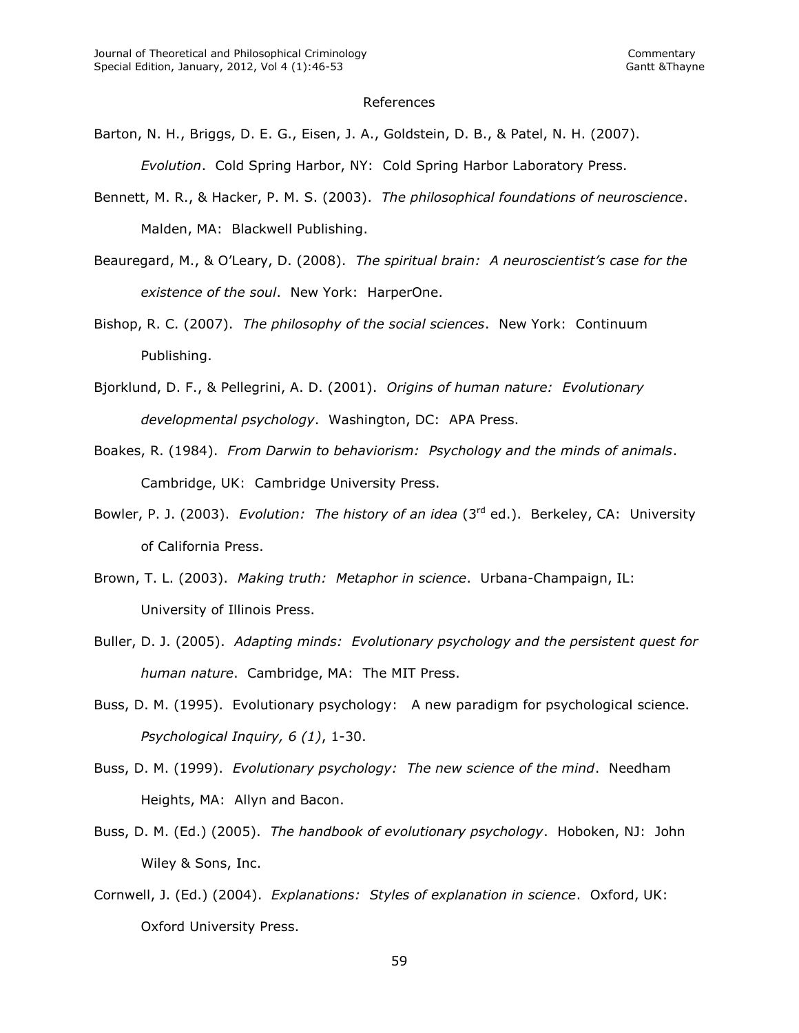## References

Barton, N. H., Briggs, D. E. G., Eisen, J. A., Goldstein, D. B., & Patel, N. H. (2007). *Evolution*. Cold Spring Harbor, NY: Cold Spring Harbor Laboratory Press.

Bennett, M. R., & Hacker, P. M. S. (2003). *The philosophical foundations of neuroscience*. Malden, MA: Blackwell Publishing.

Beauregard, M., & O'Leary, D. (2008). *The spiritual brain: A neuroscientist's case for the existence of the soul*. New York: HarperOne.

Bishop, R. C. (2007). *The philosophy of the social sciences*. New York: Continuum Publishing.

Bjorklund, D. F., & Pellegrini, A. D. (2001). *Origins of human nature: Evolutionary developmental psychology*. Washington, DC: APA Press.

Boakes, R. (1984). *From Darwin to behaviorism: Psychology and the minds of animals*. Cambridge, UK: Cambridge University Press.

Bowler, P. J. (2003). *Evolution: The history of an idea* (3rd ed.). Berkeley, CA: University of California Press.

Brown, T. L. (2003). *Making truth: Metaphor in science*. Urbana-Champaign, IL: University of Illinois Press.

Buller, D. J. (2005). *Adapting minds: Evolutionary psychology and the persistent quest for human nature*. Cambridge, MA: The MIT Press.

Buss, D. M. (1995). Evolutionary psychology: A new paradigm for psychological science. *Psychological Inquiry, 6 (1)*, 1-30.

Buss, D. M. (1999). *Evolutionary psychology: The new science of the mind*. Needham Heights, MA: Allyn and Bacon.

Buss, D. M. (Ed.) (2005). *The handbook of evolutionary psychology*. Hoboken, NJ: John Wiley & Sons, Inc.

Cornwell, J. (Ed.) (2004). *Explanations: Styles of explanation in science*. Oxford, UK: Oxford University Press.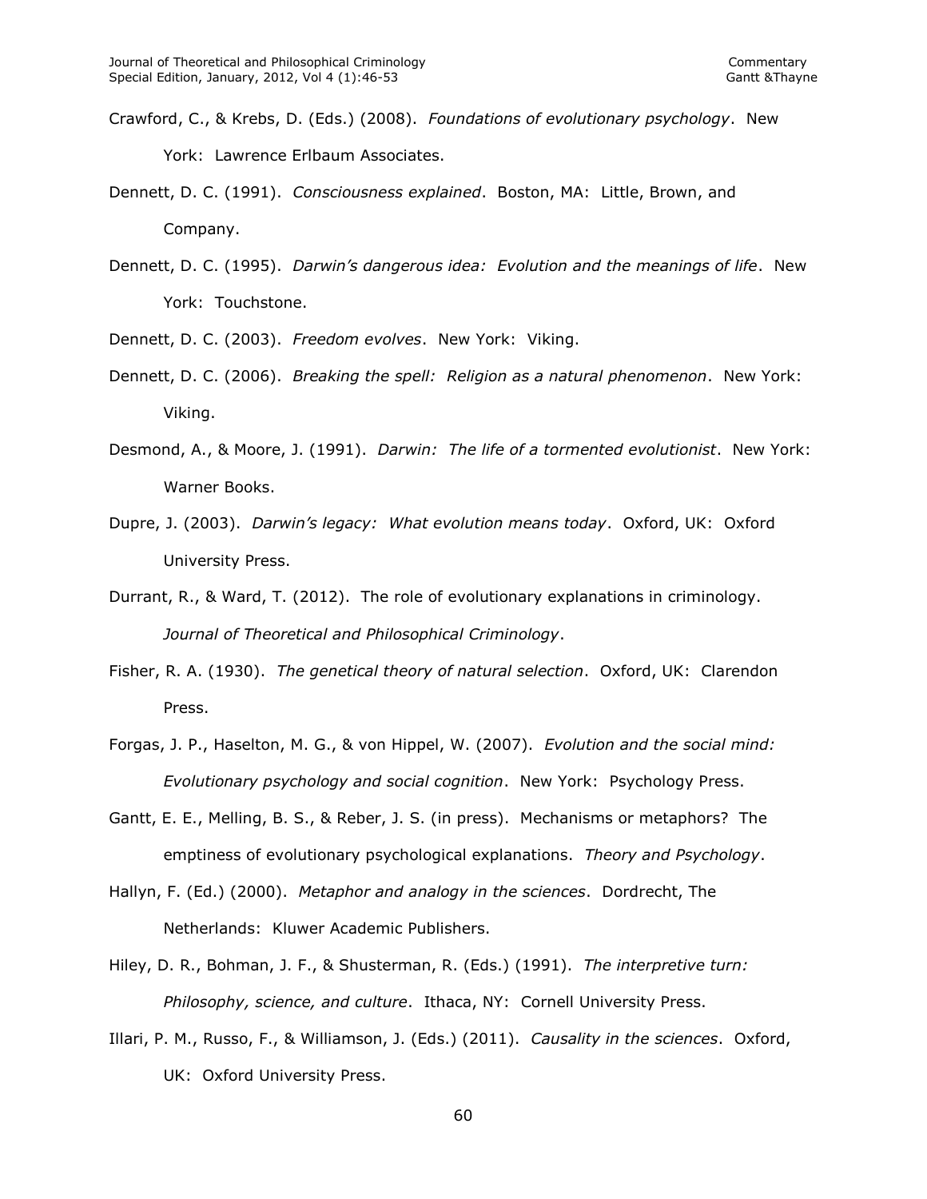Crawford, C., & Krebs, D. (Eds.) (2008). *Foundations of evolutionary psychology*. New York: Lawrence Erlbaum Associates.

Dennett, D. C. (1991). *Consciousness explained*. Boston, MA: Little, Brown, and Company.

Dennett, D. C. (1995). *Darwin's dangerous idea: Evolution and the meanings of life*. New York: Touchstone.

Dennett, D. C. (2003). *Freedom evolves*. New York: Viking.

Dennett, D. C. (2006). *Breaking the spell: Religion as a natural phenomenon*. New York: Viking.

Desmond, A., & Moore, J. (1991). *Darwin: The life of a tormented evolutionist*. New York: Warner Books.

Dupre, J. (2003). *Darwin's legacy: What evolution means today*. Oxford, UK: Oxford University Press.

Durrant, R., & Ward, T. (2012). The role of evolutionary explanations in criminology. *Journal of Theoretical and Philosophical Criminology*.

Fisher, R. A. (1930). *The genetical theory of natural selection*. Oxford, UK: Clarendon Press.

Forgas, J. P., Haselton, M. G., & von Hippel, W. (2007). *Evolution and the social mind: Evolutionary psychology and social cognition*. New York: Psychology Press.

Gantt, E. E., Melling, B. S., & Reber, J. S. (in press). Mechanisms or metaphors? The emptiness of evolutionary psychological explanations. *Theory and Psychology*.

Hallyn, F. (Ed.) (2000). *Metaphor and analogy in the sciences*. Dordrecht, The Netherlands: Kluwer Academic Publishers.

Hiley, D. R., Bohman, J. F., & Shusterman, R. (Eds.) (1991). *The interpretive turn: Philosophy, science, and culture*. Ithaca, NY: Cornell University Press.

Illari, P. M., Russo, F., & Williamson, J. (Eds.) (2011). *Causality in the sciences*. Oxford, UK: Oxford University Press.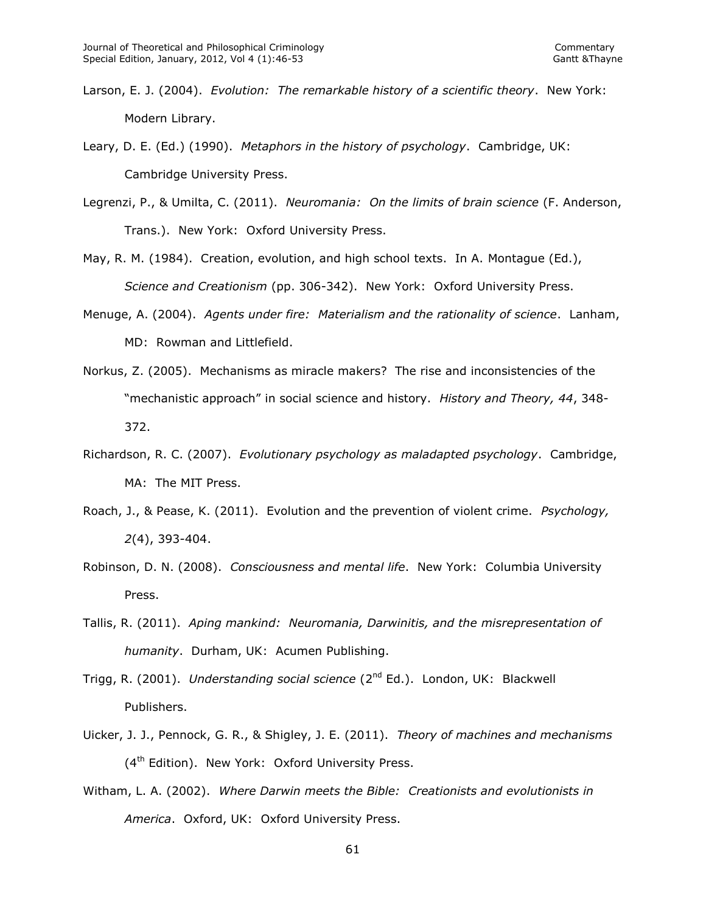Larson, E. J. (2004). *Evolution: The remarkable history of a scientific theory*. New York: Modern Library.

Leary, D. E. (Ed.) (1990). *Metaphors in the history of psychology*. Cambridge, UK: Cambridge University Press.

Legrenzi, P., & Umilta, C. (2011). *Neuromania: On the limits of brain science* (F. Anderson, Trans.). New York: Oxford University Press.

May, R. M. (1984). Creation, evolution, and high school texts. In A. Montague (Ed.), *Science and Creationism* (pp. 306-342). New York: Oxford University Press.

Menuge, A. (2004). *Agents under fire: Materialism and the rationality of science*. Lanham, MD: Rowman and Littlefield.

Norkus, Z. (2005). Mechanisms as miracle makers? The rise and inconsistencies of the "mechanistic approach" in social science and history. *History and Theory, 44*, 348-372.

Richardson, R. C. (2007). *Evolutionary psychology as maladapted psychology*. Cambridge, MA: The MIT Press.

Roach, J., & Pease, K. (2011). Evolution and the prevention of violent crime. *Psychology, 2*(4), 393-404.

Robinson, D. N. (2008). *Consciousness and mental life*. New York: Columbia University Press.

Tallis, R. (2011). *Aping mankind: Neuromania, Darwinitis, and the misrepresentation of humanity*. Durham, UK: Acumen Publishing.

Trigg, R. (2001). *Understanding social science* (2nd Ed.). London, UK: Blackwell Publishers.

Uicker, J. J., Pennock, G. R., & Shigley, J. E. (2011). *Theory of machines and mechanisms* (4th Edition). New York: Oxford University Press.

Witham, L. A. (2002). *Where Darwin meets the Bible: Creationists and evolutionists in America*. Oxford, UK: Oxford University Press.